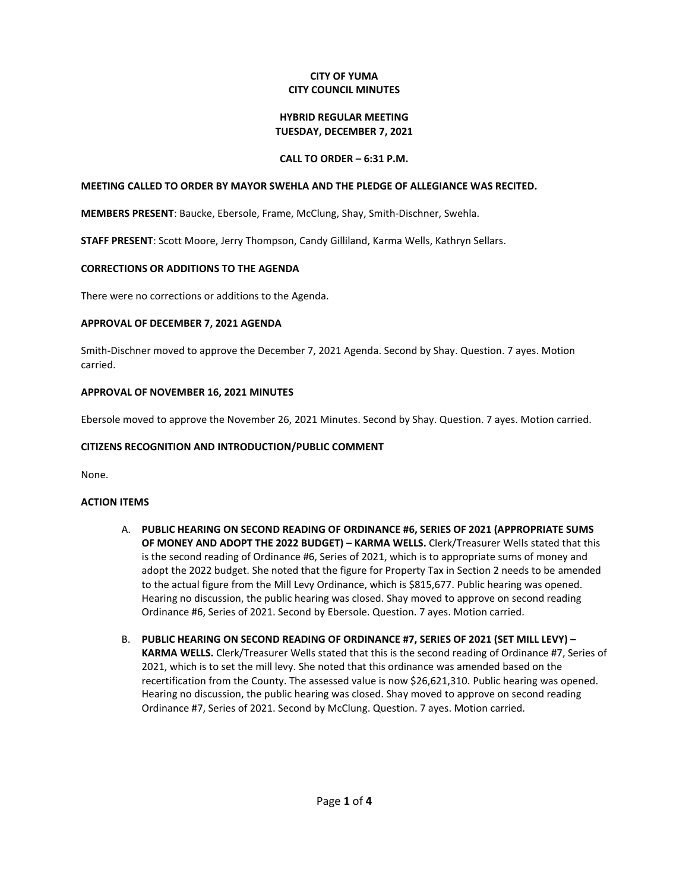**CITY OF YUMA**
**CITY COUNCIL MINUTES**

**HYBRID REGULAR MEETING**
**TUESDAY, DECEMBER 7, 2021**

**CALL TO ORDER – 6:31 P.M.**

**MEETING CALLED TO ORDER BY MAYOR SWEHLA AND THE PLEDGE OF ALLEGIANCE WAS RECITED.**

**MEMBERS PRESENT**: Baucke, Ebersole, Frame, McClung, Shay, Smith-Dischner, Swehla.

**STAFF PRESENT**: Scott Moore, Jerry Thompson, Candy Gilliland, Karma Wells, Kathryn Sellars.

**CORRECTIONS OR ADDITIONS TO THE AGENDA**

There were no corrections or additions to the Agenda.

**APPROVAL OF DECEMBER 7, 2021 AGENDA**

Smith-Dischner moved to approve the December 7, 2021 Agenda. Second by Shay. Question. 7 ayes. Motion carried.

**APPROVAL OF NOVEMBER 16, 2021 MINUTES**

Ebersole moved to approve the November 26, 2021 Minutes. Second by Shay. Question. 7 ayes. Motion carried.

**CITIZENS RECOGNITION AND INTRODUCTION/PUBLIC COMMENT**

None.

**ACTION ITEMS**

A. **PUBLIC HEARING ON SECOND READING OF ORDINANCE #6, SERIES OF 2021 (APPROPRIATE SUMS OF MONEY AND ADOPT THE 2022 BUDGET) – KARMA WELLS.** Clerk/Treasurer Wells stated that this is the second reading of Ordinance #6, Series of 2021, which is to appropriate sums of money and adopt the 2022 budget. She noted that the figure for Property Tax in Section 2 needs to be amended to the actual figure from the Mill Levy Ordinance, which is $815,677. Public hearing was opened. Hearing no discussion, the public hearing was closed. Shay moved to approve on second reading Ordinance #6, Series of 2021. Second by Ebersole. Question. 7 ayes. Motion carried.

B. **PUBLIC HEARING ON SECOND READING OF ORDINANCE #7, SERIES OF 2021 (SET MILL LEVY) – KARMA WELLS.** Clerk/Treasurer Wells stated that this is the second reading of Ordinance #7, Series of 2021, which is to set the mill levy. She noted that this ordinance was amended based on the recertification from the County. The assessed value is now $26,621,310. Public hearing was opened. Hearing no discussion, the public hearing was closed. Shay moved to approve on second reading Ordinance #7, Series of 2021. Second by McClung. Question. 7 ayes. Motion carried.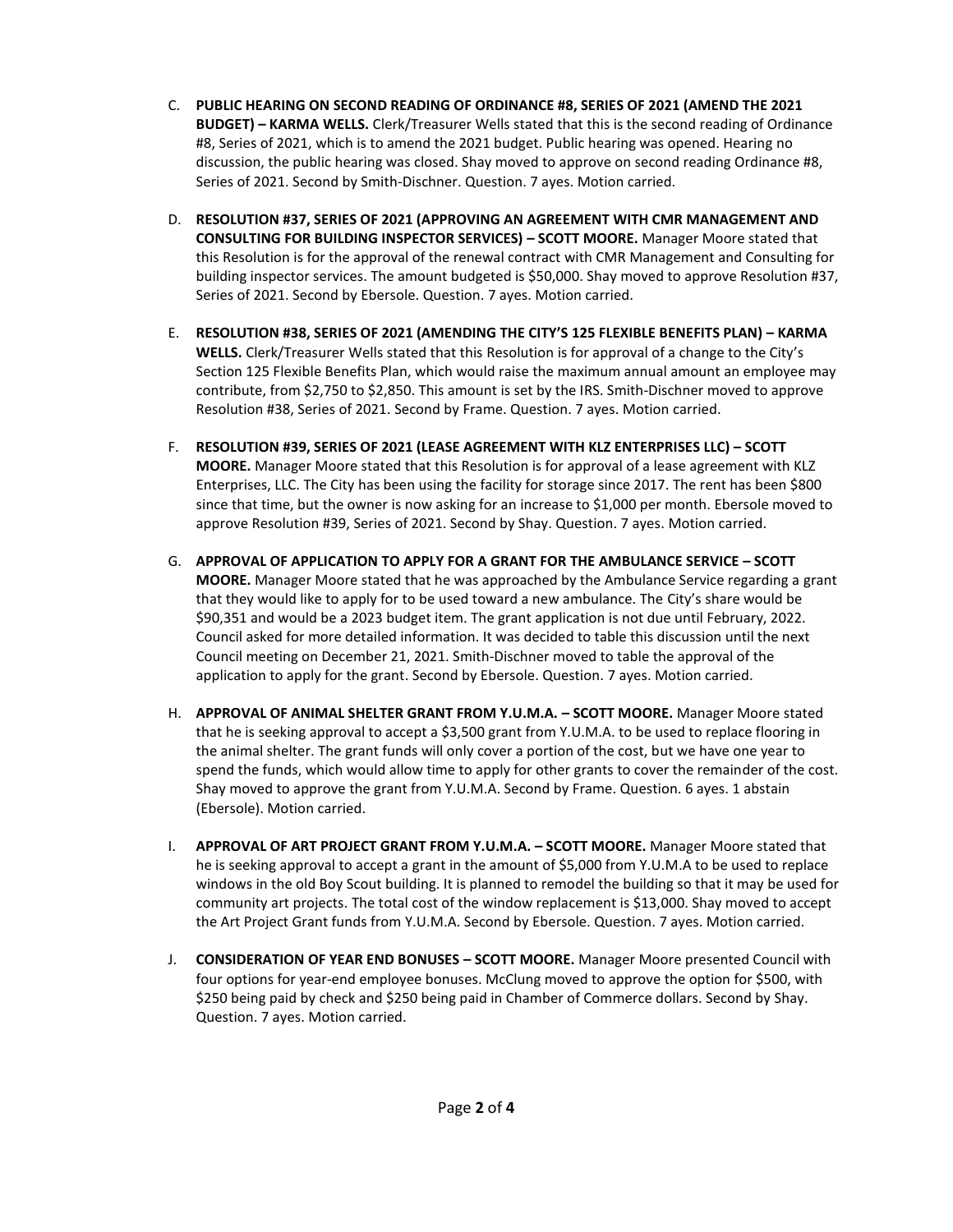C. **PUBLIC HEARING ON SECOND READING OF ORDINANCE #8, SERIES OF 2021 (AMEND THE 2021 BUDGET) – KARMA WELLS.** Clerk/Treasurer Wells stated that this is the second reading of Ordinance #8, Series of 2021, which is to amend the 2021 budget. Public hearing was opened. Hearing no discussion, the public hearing was closed. Shay moved to approve on second reading Ordinance #8, Series of 2021. Second by Smith-Dischner. Question. 7 ayes. Motion carried.

D. **RESOLUTION #37, SERIES OF 2021 (APPROVING AN AGREEMENT WITH CMR MANAGEMENT AND CONSULTING FOR BUILDING INSPECTOR SERVICES) – SCOTT MOORE.** Manager Moore stated that this Resolution is for the approval of the renewal contract with CMR Management and Consulting for building inspector services. The amount budgeted is $50,000. Shay moved to approve Resolution #37, Series of 2021. Second by Ebersole. Question. 7 ayes. Motion carried.

E. **RESOLUTION #38, SERIES OF 2021 (AMENDING THE CITY'S 125 FLEXIBLE BENEFITS PLAN) – KARMA WELLS.** Clerk/Treasurer Wells stated that this Resolution is for approval of a change to the City's Section 125 Flexible Benefits Plan, which would raise the maximum annual amount an employee may contribute, from $2,750 to $2,850. This amount is set by the IRS. Smith-Dischner moved to approve Resolution #38, Series of 2021. Second by Frame. Question. 7 ayes. Motion carried.

F. **RESOLUTION #39, SERIES OF 2021 (LEASE AGREEMENT WITH KLZ ENTERPRISES LLC) – SCOTT MOORE.** Manager Moore stated that this Resolution is for approval of a lease agreement with KLZ Enterprises, LLC. The City has been using the facility for storage since 2017. The rent has been $800 since that time, but the owner is now asking for an increase to $1,000 per month. Ebersole moved to approve Resolution #39, Series of 2021. Second by Shay. Question. 7 ayes. Motion carried.

G. **APPROVAL OF APPLICATION TO APPLY FOR A GRANT FOR THE AMBULANCE SERVICE – SCOTT MOORE.** Manager Moore stated that he was approached by the Ambulance Service regarding a grant that they would like to apply for to be used toward a new ambulance. The City's share would be $90,351 and would be a 2023 budget item. The grant application is not due until February, 2022. Council asked for more detailed information. It was decided to table this discussion until the next Council meeting on December 21, 2021. Smith-Dischner moved to table the approval of the application to apply for the grant. Second by Ebersole. Question. 7 ayes. Motion carried.

H. **APPROVAL OF ANIMAL SHELTER GRANT FROM Y.U.M.A. – SCOTT MOORE.** Manager Moore stated that he is seeking approval to accept a $3,500 grant from Y.U.M.A. to be used to replace flooring in the animal shelter. The grant funds will only cover a portion of the cost, but we have one year to spend the funds, which would allow time to apply for other grants to cover the remainder of the cost. Shay moved to approve the grant from Y.U.M.A. Second by Frame. Question. 6 ayes. 1 abstain (Ebersole). Motion carried.

I. **APPROVAL OF ART PROJECT GRANT FROM Y.U.M.A. – SCOTT MOORE.** Manager Moore stated that he is seeking approval to accept a grant in the amount of $5,000 from Y.U.M.A to be used to replace windows in the old Boy Scout building. It is planned to remodel the building so that it may be used for community art projects. The total cost of the window replacement is $13,000. Shay moved to accept the Art Project Grant funds from Y.U.M.A. Second by Ebersole. Question. 7 ayes. Motion carried.

J. **CONSIDERATION OF YEAR END BONUSES – SCOTT MOORE.** Manager Moore presented Council with four options for year-end employee bonuses. McClung moved to approve the option for $500, with $250 being paid by check and $250 being paid in Chamber of Commerce dollars. Second by Shay. Question. 7 ayes. Motion carried.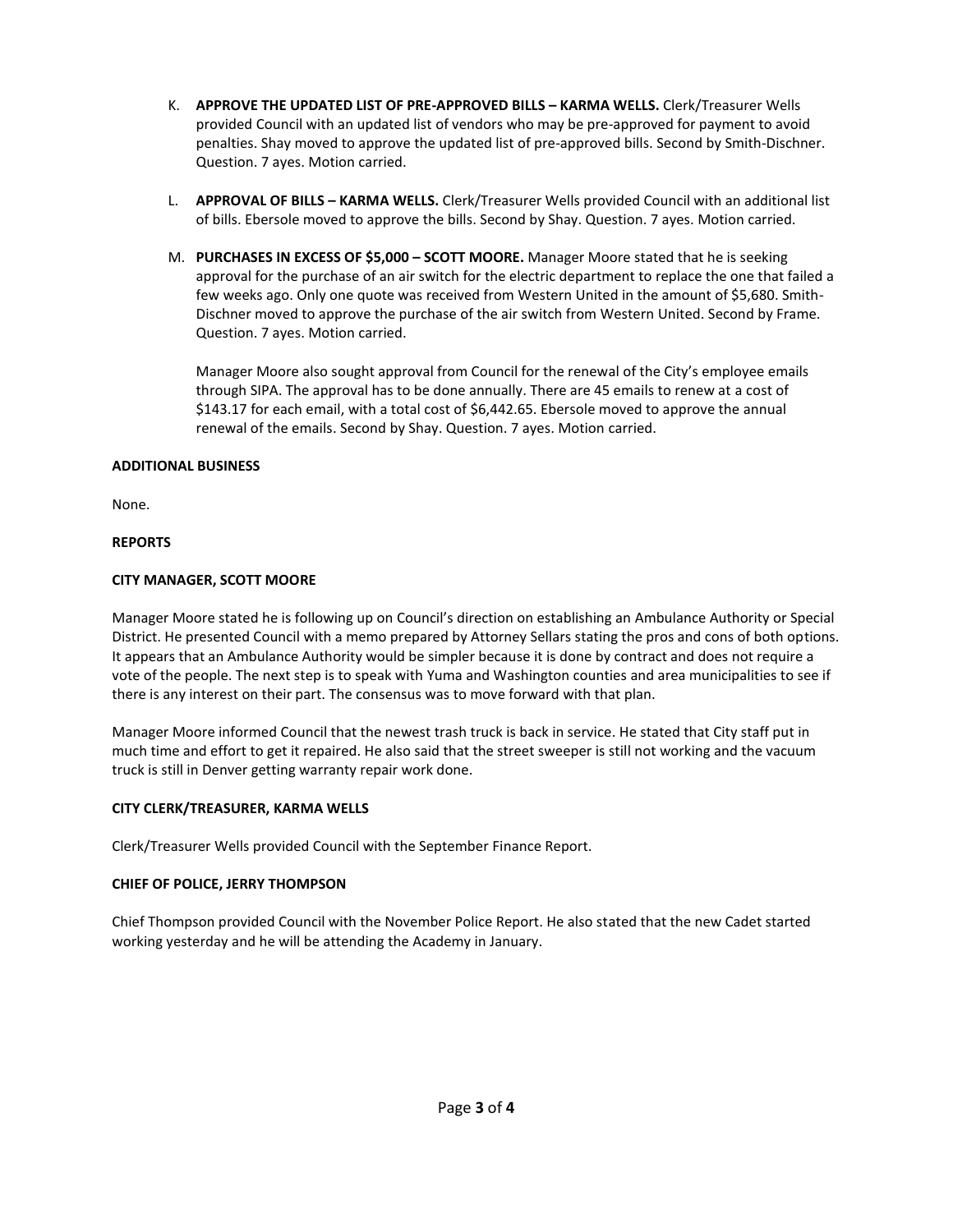K. **APPROVE THE UPDATED LIST OF PRE-APPROVED BILLS – KARMA WELLS.** Clerk/Treasurer Wells provided Council with an updated list of vendors who may be pre-approved for payment to avoid penalties. Shay moved to approve the updated list of pre-approved bills. Second by Smith-Dischner. Question. 7 ayes. Motion carried.

L. **APPROVAL OF BILLS – KARMA WELLS.** Clerk/Treasurer Wells provided Council with an additional list of bills. Ebersole moved to approve the bills. Second by Shay. Question. 7 ayes. Motion carried.

M. **PURCHASES IN EXCESS OF $5,000 – SCOTT MOORE.** Manager Moore stated that he is seeking approval for the purchase of an air switch for the electric department to replace the one that failed a few weeks ago. Only one quote was received from Western United in the amount of $5,680. Smith-Dischner moved to approve the purchase of the air switch from Western United. Second by Frame. Question. 7 ayes. Motion carried.

   Manager Moore also sought approval from Council for the renewal of the City's employee emails through SIPA. The approval has to be done annually. There are 45 emails to renew at a cost of $143.17 for each email, with a total cost of $6,442.65. Ebersole moved to approve the annual renewal of the emails. Second by Shay. Question. 7 ayes. Motion carried.

**ADDITIONAL BUSINESS**

None.

**REPORTS**

**CITY MANAGER, SCOTT MOORE**

Manager Moore stated he is following up on Council's direction on establishing an Ambulance Authority or Special District. He presented Council with a memo prepared by Attorney Sellars stating the pros and cons of both options. It appears that an Ambulance Authority would be simpler because it is done by contract and does not require a vote of the people. The next step is to speak with Yuma and Washington counties and area municipalities to see if there is any interest on their part. The consensus was to move forward with that plan.

Manager Moore informed Council that the newest trash truck is back in service. He stated that City staff put in much time and effort to get it repaired. He also said that the street sweeper is still not working and the vacuum truck is still in Denver getting warranty repair work done.

**CITY CLERK/TREASURER, KARMA WELLS**

Clerk/Treasurer Wells provided Council with the September Finance Report.

**CHIEF OF POLICE, JERRY THOMPSON**

Chief Thompson provided Council with the November Police Report. He also stated that the new Cadet started working yesterday and he will be attending the Academy in January.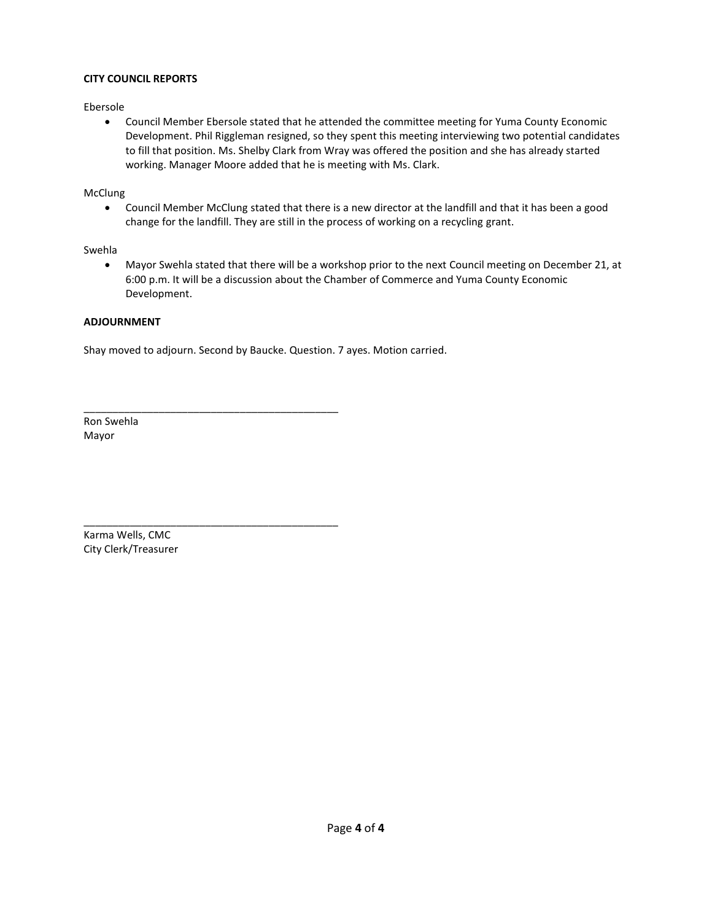**CITY COUNCIL REPORTS**

Ebersole

- Council Member Ebersole stated that he attended the committee meeting for Yuma County Economic Development. Phil Riggleman resigned, so they spent this meeting interviewing two potential candidates to fill that position. Ms. Shelby Clark from Wray was offered the position and she has already started working. Manager Moore added that he is meeting with Ms. Clark.

McClung

- Council Member McClung stated that there is a new director at the landfill and that it has been a good change for the landfill. They are still in the process of working on a recycling grant.

Swehla

- Mayor Swehla stated that there will be a workshop prior to the next Council meeting on December 21, at 6:00 p.m. It will be a discussion about the Chamber of Commerce and Yuma County Economic Development.

**ADJOURNMENT**

Shay moved to adjourn. Second by Baucke. Question. 7 ayes. Motion carried.

_____________________________________________
Ron Swehla
Mayor

_____________________________________________
Karma Wells, CMC
City Clerk/Treasurer